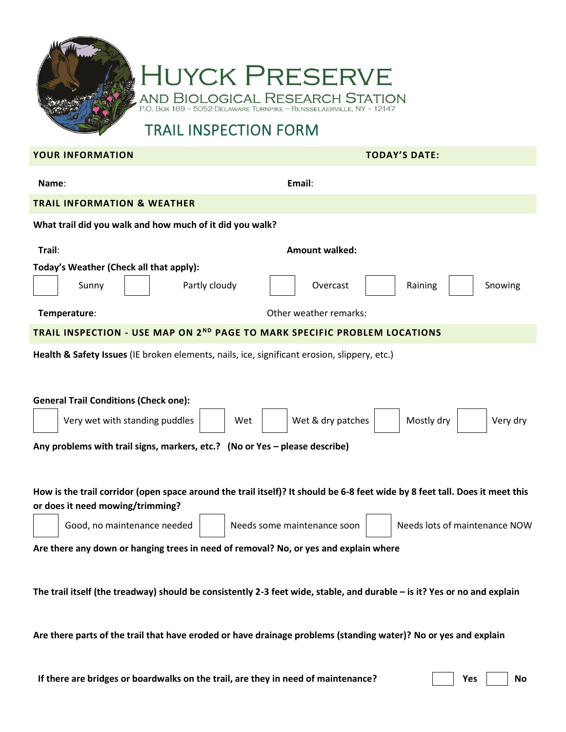# HUYCK PRESERVE

AND BIOLOGICAL RESEARCH STATION

P.O. BOX 189 ~ 5052 DELAWARE TURNPIKE ~ RENSSELAERVILLE, NY ~ 12147

## TRAIL INSPECTION FORM

### YOUR INFORMATION

**TODAY'S DATE:**

**Name**:

**Email**:

### TRAIL INFORMATION & WEATHER

**What trail did you walk and how much of it did you walk?**

**Trail**:

**Amount walked:**

**Today's Weather (Check all that apply):**

☐ Sunny ☐ Partly cloudy ☐ Overcast ☐ Raining ☐ Snowing

**Temperature**:

Other weather remarks:

### TRAIL INSPECTION - USE MAP ON 2ND PAGE TO MARK SPECIFIC PROBLEM LOCATIONS

**Health & Safety Issues** (IE broken elements, nails, ice, significant erosion, slippery, etc.)

**General Trail Conditions (Check one):**

☐ Very wet with standing puddles ☐ Wet ☐ Wet & dry patches ☐ Mostly dry ☐ Very dry

**Any problems with trail signs, markers, etc.? (No or Yes – please describe)**

**How is the trail corridor (open space around the trail itself)? It should be 6-8 feet wide by 8 feet tall. Does it meet this or does it need mowing/trimming?**

☐ Good, no maintenance needed ☐ Needs some maintenance soon ☐ Needs lots of maintenance NOW

**Are there any down or hanging trees in need of removal? No, or yes and explain where**

**The trail itself (the treadway) should be consistently 2-3 feet wide, stable, and durable – is it? Yes or no and explain**

**Are there parts of the trail that have eroded or have drainage problems (standing water)? No or yes and explain**

**If there are bridges or boardwalks on the trail, are they in need of maintenance?** ☐ **Yes** ☐ **No**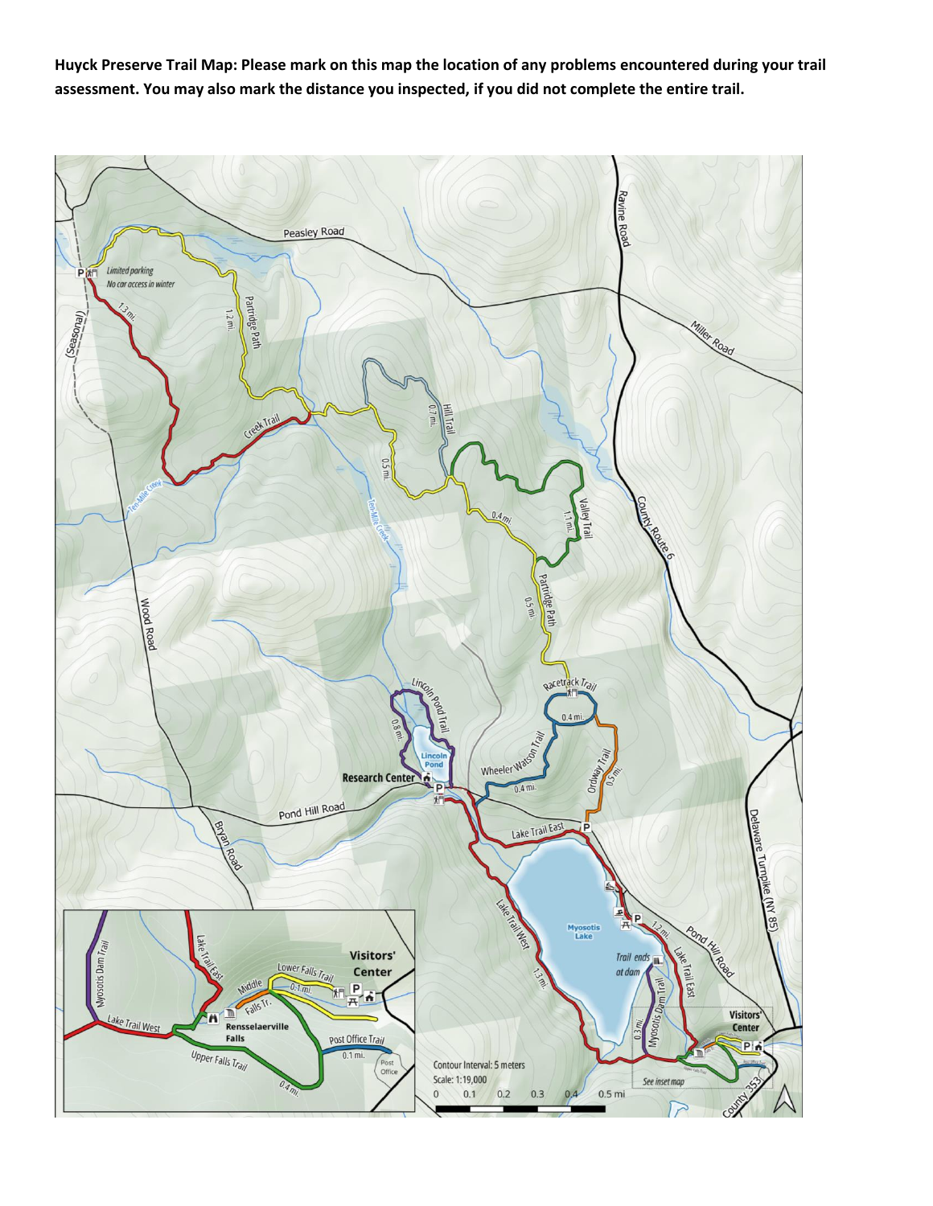**Huyck Preserve Trail Map: Please mark on this map the location of any problems encountered during your trail assessment. You may also mark the distance you inspected, if you did not complete the entire trail.**

Peasley Road
Ravine Road
Miller Road
Limited parking
No car access in winter
(Seasonal)
1.3 mi.
1.2 mi.
Partridge Path
Creek Trail
Ten-Mile Creek
Hill Trail
0.7 mi.
0.5 mi.
0.4 mi.
Valley Trail
1.1 mi.
County Route 6
Wood Road
Partridge Path
0.5 mi.
Racetrack Trail
0.4 mi.
Lincoln Pond Trail
0.8 mi.
Lincoln Pond
Research Center
Wheeler Watson Trail
0.4 mi.
Ordway Trail
0.3 mi.
Pond Hill Road
Bryan Road
Lake Trail East
Delaware Turnpike (NY 85)
Lake Trail West
1.3 mi.
Myosotis Lake
Trail ends at dam
Myosotis Dam Trail
0.3 mi.
1.2 mi.
Lake Trail East
Pond Hill Road
Visitors' Center
See inset map
County 353

Myosotis Dam Trail
Lake Trail East
Lower Falls Trail
0.1 mi.
Middle Falls Tr.
Visitors' Center
Lake Trail West
Rensselaerville Falls
Post Office Trail
0.1 mi.
Post Office
Upper Falls Trail
0.4 mi.

Contour Interval: 5 meters
Scale: 1:19,000
0 0.1 0.2 0.3 0.4 0.5 mi